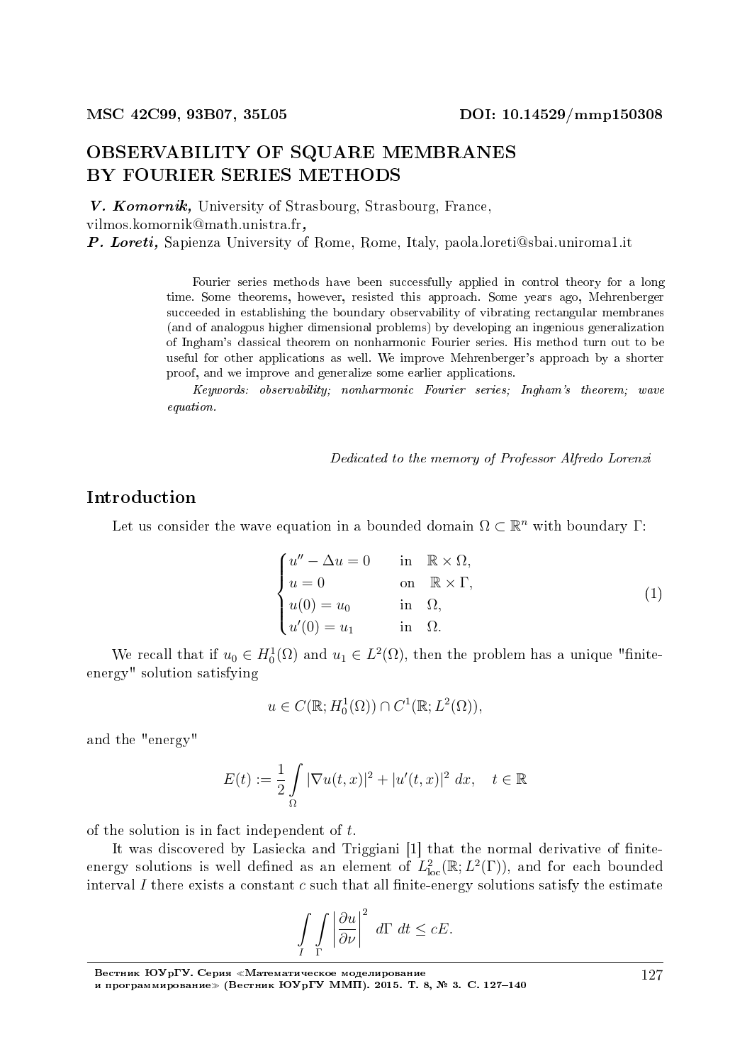MSC 42C99, 93B07, 35L05 **DOI: 10.14529/mmp150308**

# OBSERVABILITY OF SQUARE MEMBRANES BY FOURIER SERIES METHODS

***V. Komornik,*** University of Strasbourg, Strasbourg, France,
vilmos.komornik@math.unistra.fr,
***P. Loreti,*** Sapienza University of Rome, Rome, Italy, paola.loreti@sbai.uniroma1.it

Fourier series methods have been successfully applied in control theory for a long time. Some theorems, however, resisted this approach. Some years ago, Mehrenberger succeeded in establishing the boundary observability of vibrating rectangular membranes (and of analogous higher dimensional problems) by developing an ingenious generalization of Ingham's classical theorem on nonharmonic Fourier series. His method turn out to be useful for other applications as well. We improve Mehrenberger's approach by a shorter proof, and we improve and generalize some earlier applications.

*Keywords: observability; nonharmonic Fourier series; Ingham's theorem; wave equation.*

*Dedicated to the memory of Professor Alfredo Lorenzi*

## Introduction

Let us consider the wave equation in a bounded domain $\Omega \subset \mathbb{R}^n$ with boundary $\Gamma$:

$$\begin{cases} u'' - \Delta u = 0 & \text{in} \quad \mathbb{R} \times \Omega, \\ u = 0 & \text{on} \quad \mathbb{R} \times \Gamma, \\ u(0) = u_0 & \text{in} \quad \Omega, \\ u'(0) = u_1 & \text{in} \quad \Omega. \end{cases} \tag{1}$$

We recall that if $u_0 \in H_0^1(\Omega)$ and $u_1 \in L^2(\Omega)$, then the problem has a unique "finite-energy" solution satisfying

$$u \in C(\mathbb{R}; H_0^1(\Omega)) \cap C^1(\mathbb{R}; L^2(\Omega)),$$

and the "energy"

$$E(t) := \frac{1}{2} \int_{\Omega} |\nabla u(t,x)|^2 + |u'(t,x)|^2 \; dx, \quad t \in \mathbb{R}$$

of the solution is in fact independent of $t$.

It was discovered by Lasiecka and Triggiani [1] that the normal derivative of finite-energy solutions is well defined as an element of $L^2_{\text{loc}}(\mathbb{R}; L^2(\Gamma))$, and for each bounded interval $I$ there exists a constant $c$ such that all finite-energy solutions satisfy the estimate

$$\int_I \int_{\Gamma} \left| \frac{\partial u}{\partial \nu} \right|^2 \; d\Gamma \; dt \le cE.$$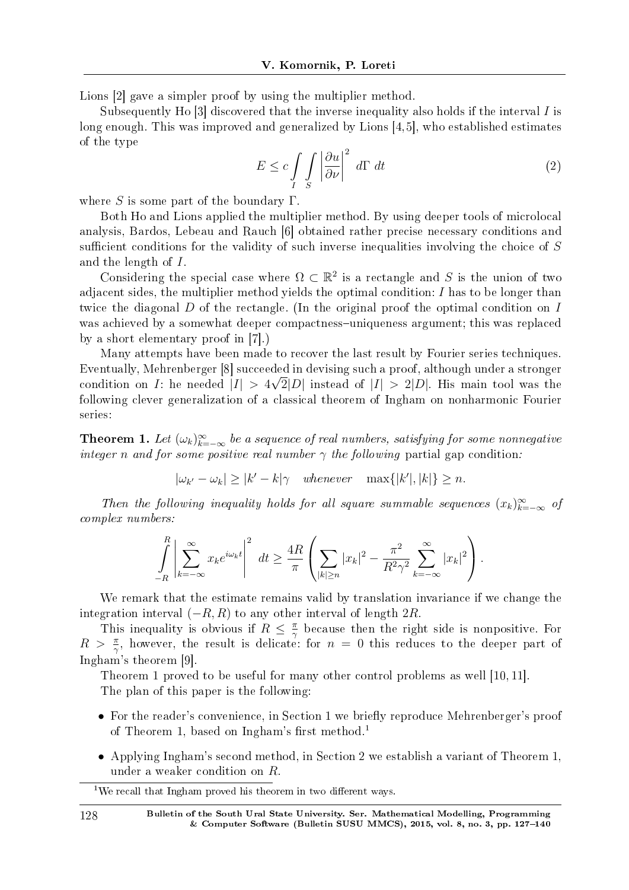Lions [2] gave a simpler proof by using the multiplier method.

Subsequently Ho [3] discovered that the inverse inequality also holds if the interval $I$ is long enough. This was improved and generalized by Lions [4,5], who established estimates of the type

$$E \leq c \int_I \int_S \left| \frac{\partial u}{\partial \nu} \right|^2 \, d\Gamma \, dt \tag{2}$$

where $S$ is some part of the boundary $\Gamma$.

Both Ho and Lions applied the multiplier method. By using deeper tools of microlocal analysis, Bardos, Lebeau and Rauch [6] obtained rather precise necessary conditions and sufficient conditions for the validity of such inverse inequalities involving the choice of $S$ and the length of $I$.

Considering the special case where $\Omega \subset \mathbb{R}^2$ is a rectangle and $S$ is the union of two adjacent sides, the multiplier method yields the optimal condition: $I$ has to be longer than twice the diagonal $D$ of the rectangle. (In the original proof the optimal condition on $I$ was achieved by a somewhat deeper compactness–uniqueness argument; this was replaced by a short elementary proof in [7].)

Many attempts have been made to recover the last result by Fourier series techniques. Eventually, Mehrenberger [8] succeeded in devising such a proof, although under a stronger condition on $I$: he needed $|I| > 4\sqrt{2}|D|$ instead of $|I| > 2|D|$. His main tool was the following clever generalization of a classical theorem of Ingham on nonharmonic Fourier series:

**Theorem 1.** *Let $(\omega_k)_{k=-\infty}^{\infty}$ be a sequence of real numbers, satisfying for some nonnegative integer $n$ and for some positive real number $\gamma$ the following* partial gap condition*:*

$$|\omega_{k'} - \omega_k| \geq |k' - k|\gamma \quad \text{whenever} \quad \max\{|k'|, |k|\} \geq n.$$

*Then the following inequality holds for all square summable sequences $(x_k)_{k=-\infty}^{\infty}$ of complex numbers:*

$$\int_{-R}^{R} \left| \sum_{k=-\infty}^{\infty} x_k e^{i\omega_k t} \right|^2 \, dt \geq \frac{4R}{\pi} \left( \sum_{|k| \geq n} |x_k|^2 - \frac{\pi^2}{R^2\gamma^2} \sum_{k=-\infty}^{\infty} |x_k|^2 \right).$$

We remark that the estimate remains valid by translation invariance if we change the integration interval $(-R, R)$ to any other interval of length $2R$.

This inequality is obvious if $R \leq \frac{\pi}{\gamma}$ because then the right side is nonpositive. For $R > \frac{\pi}{\gamma}$, however, the result is delicate: for $n = 0$ this reduces to the deeper part of Ingham's theorem [9].

Theorem 1 proved to be useful for many other control problems as well [10, 11].

The plan of this paper is the following:

- For the reader's convenience, in Section 1 we briefly reproduce Mehrenberger's proof of Theorem 1, based on Ingham's first method.[1]

- Applying Ingham's second method, in Section 2 we establish a variant of Theorem 1, under a weaker condition on $R$.

[1] We recall that Ingham proved his theorem in two different ways.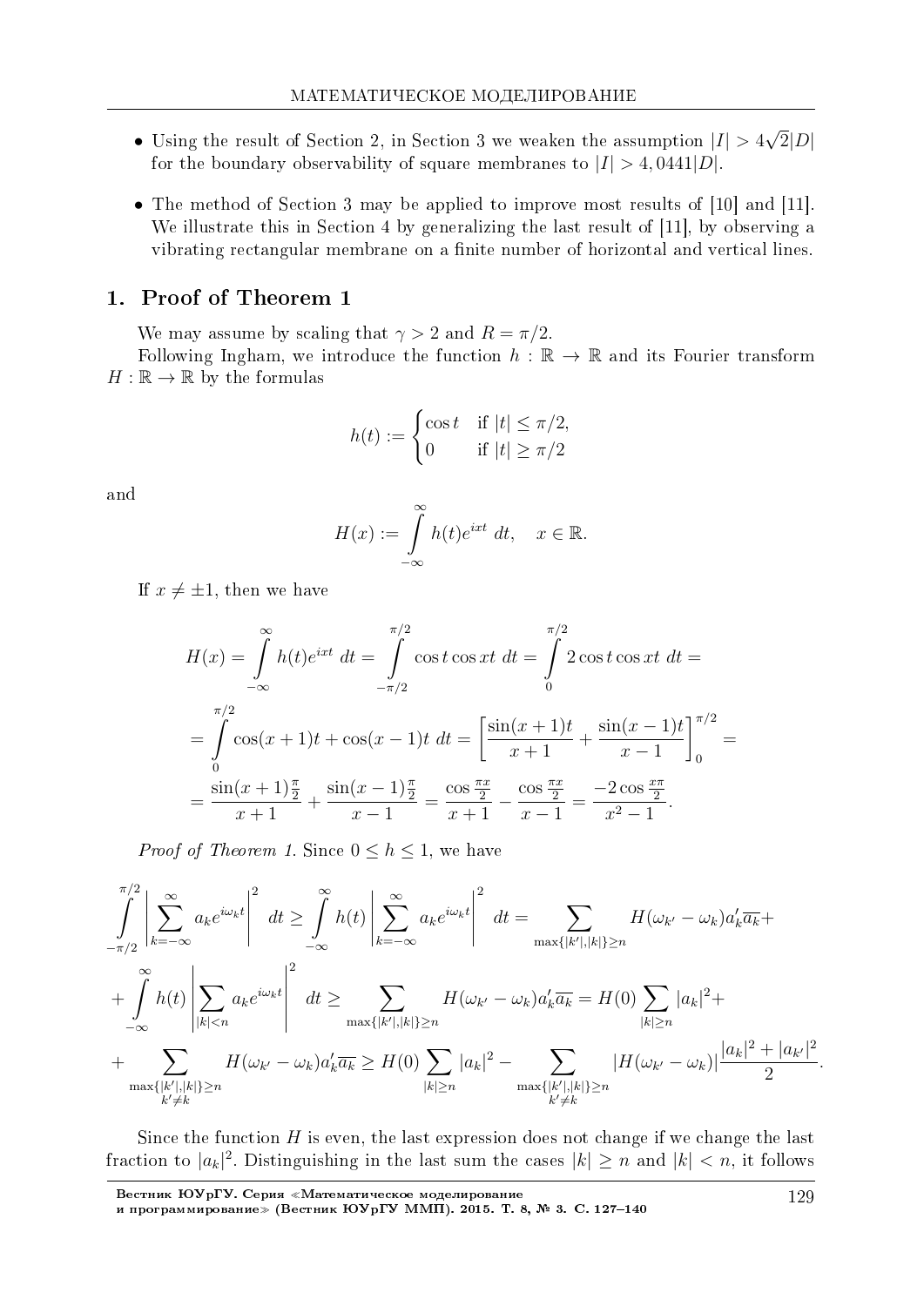- Using the result of Section 2, in Section 3 we weaken the assumption $|I| > 4\sqrt{2}|D|$ for the boundary observability of square membranes to $|I| > 4,0441|D|$.
- The method of Section 3 may be applied to improve most results of [10] and [11]. We illustrate this in Section 4 by generalizing the last result of [11], by observing a vibrating rectangular membrane on a finite number of horizontal and vertical lines.

## 1. Proof of Theorem 1

We may assume by scaling that $\gamma > 2$ and $R = \pi/2$.

Following Ingham, we introduce the function $h : \mathbb{R} \to \mathbb{R}$ and its Fourier transform $H : \mathbb{R} \to \mathbb{R}$ by the formulas

$$h(t) := \begin{cases} \cos t & \text{if } |t| \le \pi/2, \\ 0 & \text{if } |t| \ge \pi/2 \end{cases}$$

and

$$H(x) := \int\limits_{-\infty}^{\infty} h(t) e^{ixt}\ dt, \quad x \in \mathbb{R}.$$

If $x \ne \pm 1$, then we have

$$H(x) = \int\limits_{-\infty}^{\infty} h(t) e^{ixt}\ dt = \int\limits_{-\pi/2}^{\pi/2} \cos t \cos xt\ dt = \int\limits_{0}^{\pi/2} 2 \cos t \cos xt\ dt =$$

$$= \int\limits_{0}^{\pi/2} \cos(x+1)t + \cos(x-1)t\ dt = \left[ \frac{\sin(x+1)t}{x+1} + \frac{\sin(x-1)t}{x-1} \right]_0^{\pi/2} =$$

$$= \frac{\sin(x+1)\frac{\pi}{2}}{x+1} + \frac{\sin(x-1)\frac{\pi}{2}}{x-1} = \frac{\cos\frac{\pi x}{2}}{x+1} - \frac{\cos\frac{\pi x}{2}}{x-1} = \frac{-2\cos\frac{x\pi}{2}}{x^2-1}.$$

*Proof of Theorem 1.* Since $0 \le h \le 1$, we have

$$\int\limits_{-\pi/2}^{\pi/2} \left| \sum_{k=-\infty}^{\infty} a_k e^{i\omega_k t} \right|^2 dt \ge \int\limits_{-\infty}^{\infty} h(t) \left| \sum_{k=-\infty}^{\infty} a_k e^{i\omega_k t} \right|^2 dt = \sum_{\max\{|k'|,|k|\} \ge n} H(\omega_{k'} - \omega_k) a_k' \overline{a_k} +$$

$$+ \int\limits_{-\infty}^{\infty} h(t) \left| \sum_{|k|<n} a_k e^{i\omega_k t} \right|^2 dt \ge \sum_{\max\{|k'|,|k|\} \ge n} H(\omega_{k'} - \omega_k) a_k' \overline{a_k} = H(0) \sum_{|k| \ge n} |a_k|^2 +$$

$$+ \sum_{\substack{\max\{|k'|,|k|\} \ge n \\ k' \ne k}} H(\omega_{k'} - \omega_k) a_k' \overline{a_k} \ge H(0) \sum_{|k| \ge n} |a_k|^2 - \sum_{\substack{\max\{|k'|,|k|\} \ge n \\ k' \ne k}} |H(\omega_{k'} - \omega_k)| \frac{|a_k|^2 + |a_{k'}|^2}{2}.$$

Since the function $H$ is even, the last expression does not change if we change the last fraction to $|a_k|^2$. Distinguishing in the last sum the cases $|k| \ge n$ and $|k| < n$, it follows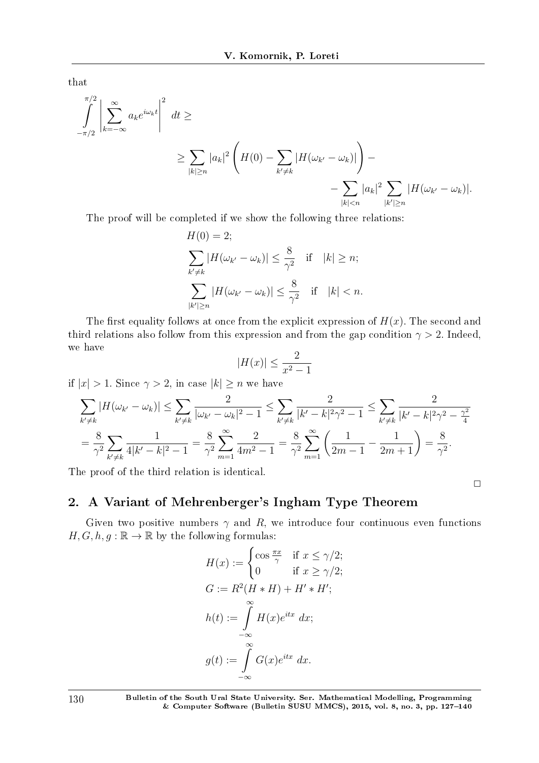that

$$\int_{-\pi/2}^{\pi/2} \left| \sum_{k=-\infty}^{\infty} a_k e^{i\omega_k t} \right|^2 \, dt \geq$$

$$\geq \sum_{|k| \geq n} |a_k|^2 \left( H(0) - \sum_{k' \neq k} |H(\omega_{k'} - \omega_k)| \right) - \\ - \sum_{|k|<n} |a_k|^2 \sum_{|k'| \geq n} |H(\omega_{k'} - \omega_k)|.$$

The proof will be completed if we show the following three relations:

$$H(0) = 2;$$

$$\sum_{k' \neq k} |H(\omega_{k'} - \omega_k)| \leq \frac{8}{\gamma^2} \quad \text{if} \quad |k| \geq n;$$

$$\sum_{|k'| \geq n} |H(\omega_{k'} - \omega_k)| \leq \frac{8}{\gamma^2} \quad \text{if} \quad |k| < n.$$

The first equality follows at once from the explicit expression of $H(x)$. The second and third relations also follow from this expression and from the gap condition $\gamma > 2$. Indeed, we have

$$|H(x)| \leq \frac{2}{x^2 - 1}$$

if $|x| > 1$. Since $\gamma > 2$, in case $|k| \geq n$ we have

$$\sum_{k' \neq k} |H(\omega_{k'} - \omega_k)| \leq \sum_{k' \neq k} \frac{2}{|\omega_{k'} - \omega_k|^2 - 1} \leq \sum_{k' \neq k} \frac{2}{|k' - k|^2 \gamma^2 - 1} \leq \sum_{k' \neq k} \frac{2}{|k' - k|^2 \gamma^2 - \frac{\gamma^2}{4}}$$

$$= \frac{8}{\gamma^2} \sum_{k' \neq k} \frac{1}{4|k' - k|^2 - 1} = \frac{8}{\gamma^2} \sum_{m=1}^{\infty} \frac{2}{4m^2 - 1} = \frac{8}{\gamma^2} \sum_{m=1}^{\infty} \left( \frac{1}{2m-1} - \frac{1}{2m+1} \right) = \frac{8}{\gamma^2}.$$

The proof of the third relation is identical.

□

## 2. A Variant of Mehrenberger's Ingham Type Theorem

Given two positive numbers $\gamma$ and $R$, we introduce four continuous even functions $H, G, h, g : \mathbb{R} \to \mathbb{R}$ by the following formulas:

$$H(x) := \begin{cases} \cos \frac{\pi x}{\gamma} & \text{if } x \leq \gamma/2; \\ 0 & \text{if } x \geq \gamma/2; \end{cases}$$

$$G := R^2 (H * H) + H' * H';$$

$$h(t) := \int_{-\infty}^{\infty} H(x) e^{itx} \, dx;$$

$$g(t) := \int_{-\infty}^{\infty} G(x) e^{itx} \, dx.$$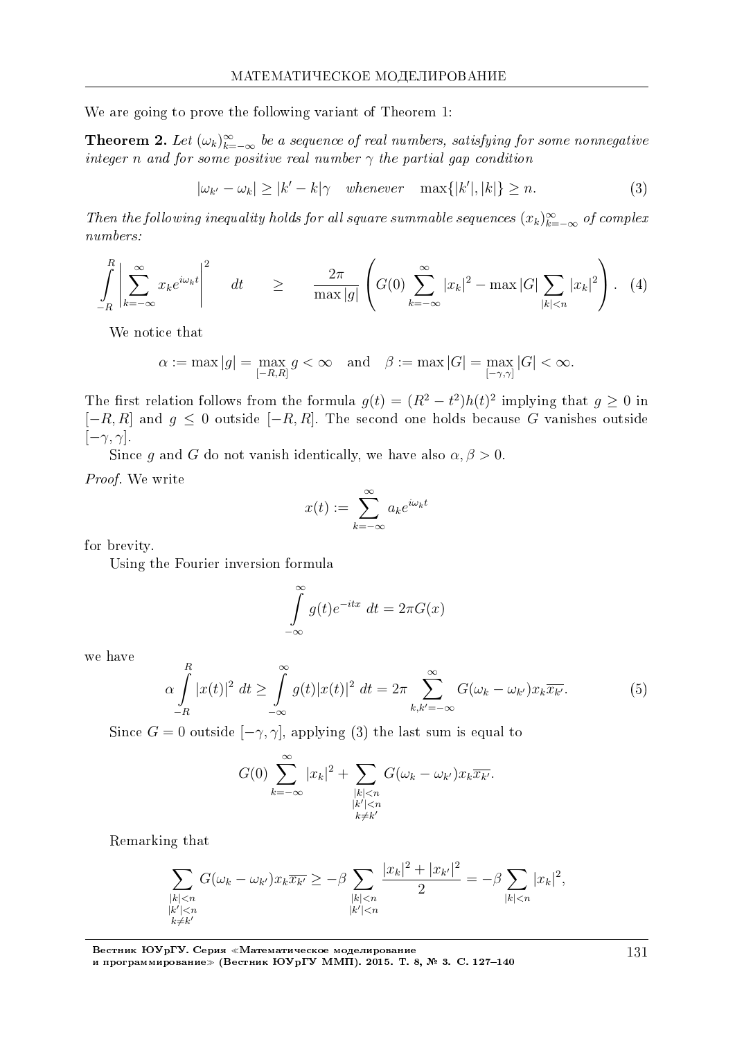We are going to prove the following variant of Theorem 1:

**Theorem 2.** *Let $(\omega_k)_{k=-\infty}^{\infty}$ be a sequence of real numbers, satisfying for some nonnegative integer $n$ and for some positive real number $\gamma$ the partial gap condition*

$$|\omega_{k'} - \omega_k| \ge |k' - k|\gamma \quad \text{whenever} \quad \max\{|k'|, |k|\} \ge n. \tag{3}$$

*Then the following inequality holds for all square summable sequences $(x_k)_{k=-\infty}^{\infty}$ of complex numbers:*

$$\int_{-R}^{R} \left| \sum_{k=-\infty}^{\infty} x_k e^{i\omega_k t} \right|^2 \quad dt \quad \ge \quad \frac{2\pi}{\max|g|} \left( G(0) \sum_{k=-\infty}^{\infty} |x_k|^2 - \max|G| \sum_{|k|<n} |x_k|^2 \right). \tag{4}$$

We notice that

$$\alpha := \max|g| = \max_{[-R,R]} g < \infty \quad \text{and} \quad \beta := \max|G| = \max_{[-\gamma,\gamma]} |G| < \infty.$$

The first relation follows from the formula $g(t) = (R^2 - t^2)h(t)^2$ implying that $g \ge 0$ in $[-R, R]$ and $g \le 0$ outside $[-R, R]$. The second one holds because $G$ vanishes outside $[-\gamma, \gamma]$.

Since $g$ and $G$ do not vanish identically, we have also $\alpha, \beta > 0$.

*Proof.* We write

$$x(t) := \sum_{k=-\infty}^{\infty} a_k e^{i\omega_k t}$$

for brevity.

Using the Fourier inversion formula

$$\int_{-\infty}^{\infty} g(t) e^{-itx} \, dt = 2\pi G(x)$$

we have

$$\alpha \int_{-R}^{R} |x(t)|^2 \, dt \ge \int_{-\infty}^{\infty} g(t)|x(t)|^2 \, dt = 2\pi \sum_{k,k'=-\infty}^{\infty} G(\omega_k - \omega_{k'}) x_k \overline{x_{k'}}. \tag{5}$$

Since $G = 0$ outside $[-\gamma, \gamma]$, applying (3) the last sum is equal to

$$G(0) \sum_{k=-\infty}^{\infty} |x_k|^2 + \sum_{\substack{|k|<n \\ |k'|<n \\ k \ne k'}} G(\omega_k - \omega_{k'}) x_k \overline{x_{k'}}.$$

Remarking that

$$\sum_{\substack{|k|<n \\ |k'|<n \\ k \ne k'}} G(\omega_k - \omega_{k'}) x_k \overline{x_{k'}} \ge -\beta \sum_{\substack{|k|<n \\ |k'|<n}} \frac{|x_k|^2 + |x_{k'}|^2}{2} = -\beta \sum_{|k|<n} |x_k|^2,$$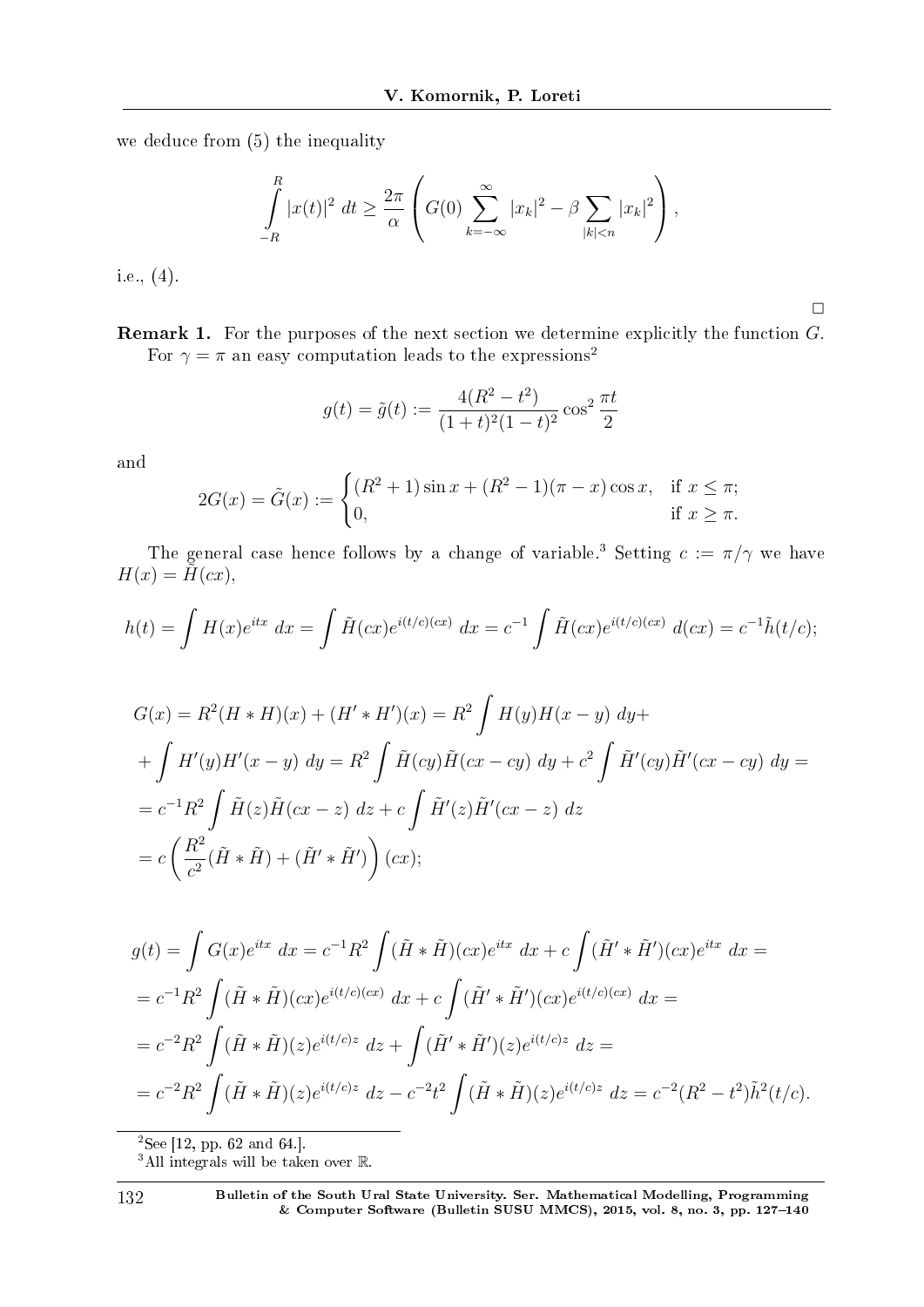we deduce from (5) the inequality

$$\int_{-R}^{R} |x(t)|^2 \, dt \geq \frac{2\pi}{\alpha} \left( G(0) \sum_{k=-\infty}^{\infty} |x_k|^2 - \beta \sum_{|k|<n} |x_k|^2 \right),$$

i.e., (4).

□

**Remark 1.** For the purposes of the next section we determine explicitly the function $G$.

For $\gamma = \pi$ an easy computation leads to the expressions[2]

$$g(t) = \tilde{g}(t) := \frac{4(R^2 - t^2)}{(1+t)^2(1-t)^2} \cos^2 \frac{\pi t}{2}$$

and

$$2G(x) = \tilde{G}(x) := \begin{cases} (R^2+1)\sin x + (R^2-1)(\pi - x)\cos x, & \text{if } x \leq \pi; \\ 0, & \text{if } x \geq \pi. \end{cases}$$

The general case hence follows by a change of variable.[3] Setting $c := \pi/\gamma$ we have $H(x) = \tilde{H}(cx)$,

$$h(t) = \int H(x)e^{itx} \, dx = \int \tilde{H}(cx)e^{i(t/c)(cx)} \, dx = c^{-1} \int \tilde{H}(cx)e^{i(t/c)(cx)} \, d(cx) = c^{-1}\tilde{h}(t/c);$$

$$\begin{aligned}
G(x) &= R^2(H * H)(x) + (H' * H')(x) = R^2 \int H(y)H(x-y) \, dy + \\
&+ \int H'(y)H'(x-y) \, dy = R^2 \int \tilde{H}(cy)\tilde{H}(cx - cy) \, dy + c^2 \int \tilde{H}'(cy)\tilde{H}'(cx - cy) \, dy = \\
&= c^{-1}R^2 \int \tilde{H}(z)\tilde{H}(cx - z) \, dz + c \int \tilde{H}'(z)\tilde{H}'(cx - z) \, dz \\
&= c\left( \frac{R^2}{c^2}(\tilde{H} * \tilde{H}) + (\tilde{H}' * \tilde{H}') \right)(cx);
\end{aligned}$$

$$\begin{aligned}
g(t) &= \int G(x)e^{itx} \, dx = c^{-1}R^2 \int (\tilde{H} * \tilde{H})(cx)e^{itx} \, dx + c \int (\tilde{H}' * \tilde{H}')(cx)e^{itx} \, dx = \\
&= c^{-1}R^2 \int (\tilde{H} * \tilde{H})(cx)e^{i(t/c)(cx)} \, dx + c \int (\tilde{H}' * \tilde{H}')(cx)e^{i(t/c)(cx)} \, dx = \\
&= c^{-2}R^2 \int (\tilde{H} * \tilde{H})(z)e^{i(t/c)z} \, dz + \int (\tilde{H}' * \tilde{H}')(z)e^{i(t/c)z} \, dz = \\
&= c^{-2}R^2 \int (\tilde{H} * \tilde{H})(z)e^{i(t/c)z} \, dz - c^{-2}t^2 \int (\tilde{H} * \tilde{H})(z)e^{i(t/c)z} \, dz = c^{-2}(R^2 - t^2)\tilde{h}^2(t/c).
\end{aligned}$$

---

[2] See [12, pp. 62 and 64.].

[3] All integrals will be taken over $\mathbb{R}$.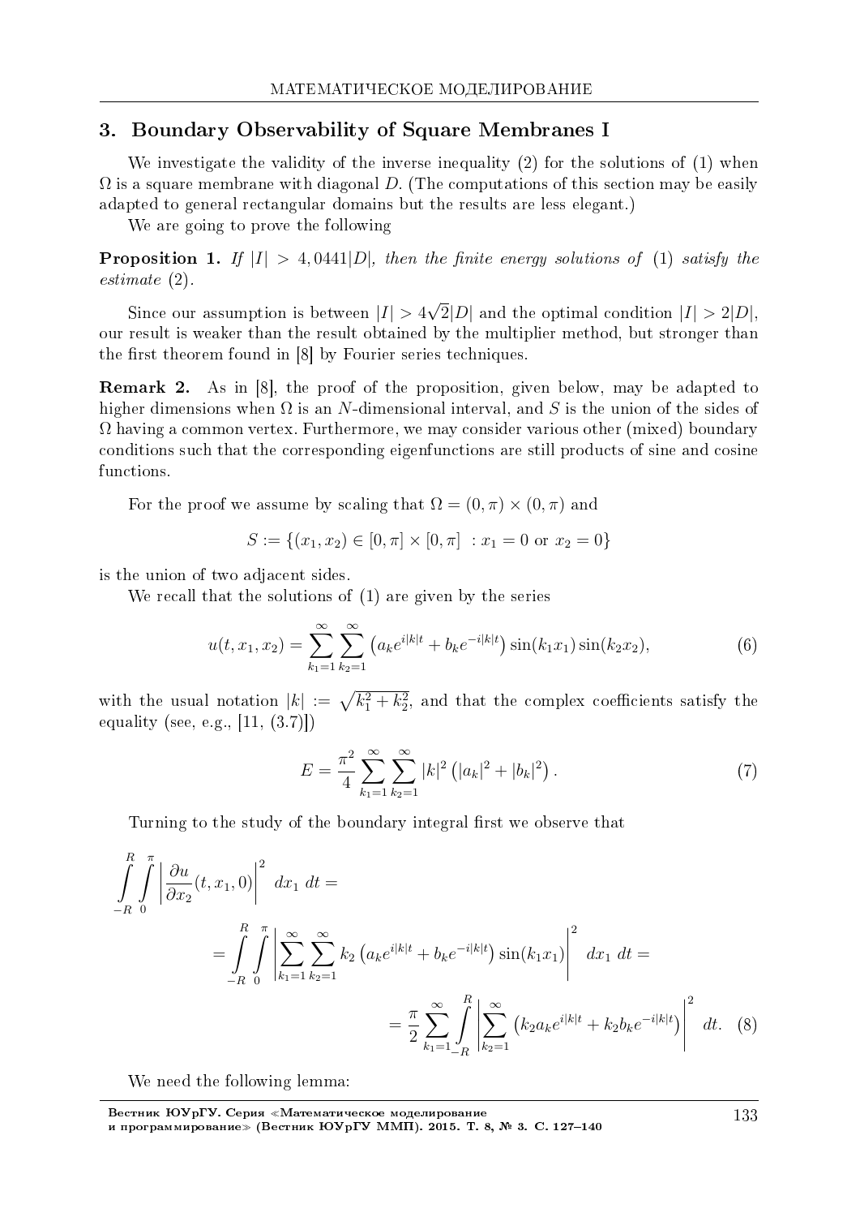## 3. Boundary Observability of Square Membranes I

We investigate the validity of the inverse inequality (2) for the solutions of (1) when $\Omega$ is a square membrane with diagonal $D$. (The computations of this section may be easily adapted to general rectangular domains but the results are less elegant.)

We are going to prove the following

**Proposition 1.** *If $|I| > 4,0441|D|$, then the finite energy solutions of* (1) *satisfy the estimate* (2).

Since our assumption is between $|I| > 4\sqrt{2}|D|$ and the optimal condition $|I| > 2|D|$, our result is weaker than the result obtained by the multiplier method, but stronger than the first theorem found in [8] by Fourier series techniques.

**Remark 2.** As in [8], the proof of the proposition, given below, may be adapted to higher dimensions when $\Omega$ is an $N$-dimensional interval, and $S$ is the union of the sides of $\Omega$ having a common vertex. Furthermore, we may consider various other (mixed) boundary conditions such that the corresponding eigenfunctions are still products of sine and cosine functions.

For the proof we assume by scaling that $\Omega = (0,\pi) \times (0,\pi)$ and

$$S := \{(x_1,x_2) \in [0,\pi] \times [0,\pi] \ : x_1 = 0 \text{ or } x_2 = 0\}$$

is the union of two adjacent sides.

We recall that the solutions of (1) are given by the series

$$u(t,x_1,x_2) = \sum_{k_1=1}^{\infty} \sum_{k_2=1}^{\infty} \left( a_k e^{i|k|t} + b_k e^{-i|k|t} \right) \sin(k_1 x_1) \sin(k_2 x_2), \tag{6}$$

with the usual notation $|k| := \sqrt{k_1^2 + k_2^2}$, and that the complex coefficients satisfy the equality (see, e.g., [11, (3.7)])

$$E = \frac{\pi^2}{4} \sum_{k_1=1}^{\infty} \sum_{k_2=1}^{\infty} |k|^2 \left( |a_k|^2 + |b_k|^2 \right). \tag{7}$$

Turning to the study of the boundary integral first we observe that

$$\begin{aligned}
&\int_{-R}^{R} \int_{0}^{\pi} \left| \frac{\partial u}{\partial x_2}(t,x_1,0) \right|^2 \, dx_1 \, dt = \\
&\qquad = \int_{-R}^{R} \int_{0}^{\pi} \left| \sum_{k_1=1}^{\infty} \sum_{k_2=1}^{\infty} k_2 \left( a_k e^{i|k|t} + b_k e^{-i|k|t} \right) \sin(k_1 x_1) \right|^2 \, dx_1 \, dt = \\
&\qquad\qquad = \frac{\pi}{2} \sum_{k_1=1}^{\infty} \int_{-R}^{R} \left| \sum_{k_2=1}^{\infty} \left( k_2 a_k e^{i|k|t} + k_2 b_k e^{-i|k|t} \right) \right|^2 \, dt.
\end{aligned} \tag{8}$$

We need the following lemma: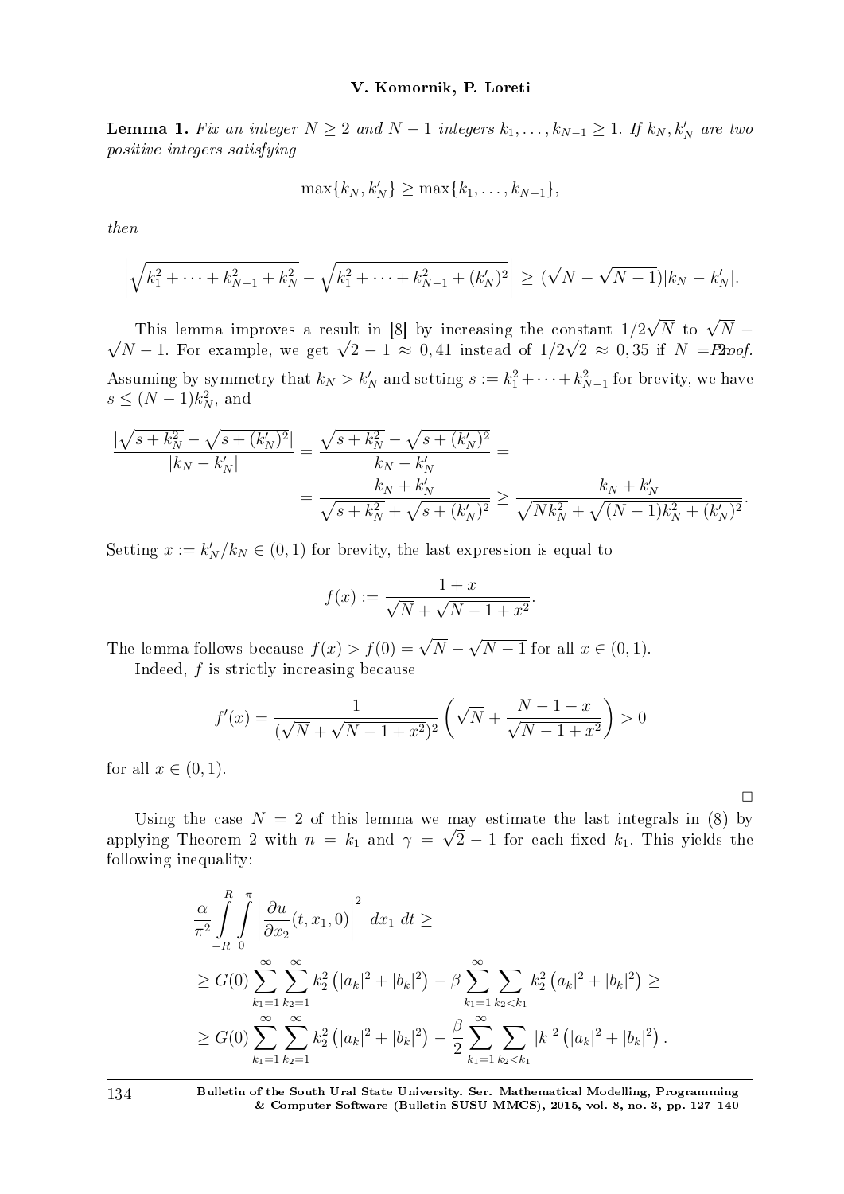**Lemma 1.** *Fix an integer $N \ge 2$ and $N-1$ integers $k_1, \dots, k_{N-1} \ge 1$. If $k_N, k_N'$ are two positive integers satisfying*

$$\max\{k_N, k_N'\} \ge \max\{k_1, \dots, k_{N-1}\},$$

*then*

$$\left| \sqrt{k_1^2 + \dots + k_{N-1}^2 + k_N^2} - \sqrt{k_1^2 + \dots + k_{N-1}^2 + (k_N')^2} \right| \ge (\sqrt{N} - \sqrt{N-1})|k_N - k_N'|.$$

This lemma improves a result in [8] by increasing the constant $1/2\sqrt{N}$ to $\sqrt{N} - \sqrt{N-1}$. For example, we get $\sqrt{2} - 1 \approx 0,41$ instead of $1/2\sqrt{2} \approx 0,35$ if $N = 2$.

*Proof.* Assuming by symmetry that $k_N > k_N'$ and setting $s := k_1^2 + \dots + k_{N-1}^2$ for brevity, we have $s \le (N-1)k_N^2$, and

$$\begin{aligned}
\frac{|\sqrt{s + k_N^2} - \sqrt{s + (k_N')^2}|}{|k_N - k_N'|} &= \frac{\sqrt{s + k_N^2} - \sqrt{s + (k_N')^2}}{k_N - k_N'} = \\
&= \frac{k_N + k_N'}{\sqrt{s + k_N^2} + \sqrt{s + (k_N')^2}} \ge \frac{k_N + k_N'}{\sqrt{N k_N^2} + \sqrt{(N-1)k_N^2 + (k_N')^2}}.
\end{aligned}$$

Setting $x := k_N'/k_N \in (0,1)$ for brevity, the last expression is equal to

$$f(x) := \frac{1 + x}{\sqrt{N} + \sqrt{N - 1 + x^2}}.$$

The lemma follows because $f(x) > f(0) = \sqrt{N} - \sqrt{N-1}$ for all $x \in (0,1)$.

Indeed, $f$ is strictly increasing because

$$f'(x) = \frac{1}{(\sqrt{N} + \sqrt{N-1+x^2})^2} \left( \sqrt{N} + \frac{N - 1 - x}{\sqrt{N - 1 + x^2}} \right) > 0$$

for all $x \in (0,1)$.

$\square$

Using the case $N = 2$ of this lemma we may estimate the last integrals in (8) by applying Theorem 2 with $n = k_1$ and $\gamma = \sqrt{2} - 1$ for each fixed $k_1$. This yields the following inequality:

$$\begin{aligned}
&\frac{\alpha}{\pi^2} \int_{-R}^{R} \int_{0}^{\pi} \left| \frac{\partial u}{\partial x_2}(t, x_1, 0) \right|^2 \, dx_1 \, dt \ge \\
&\ge G(0) \sum_{k_1=1}^{\infty} \sum_{k_2=1}^{\infty} k_2^2 \left( |a_k|^2 + |b_k|^2 \right) - \beta \sum_{k_1=1}^{\infty} \sum_{k_2 < k_1} k_2^2 \left( a_k|^2 + |b_k|^2 \right) \ge \\
&\ge G(0) \sum_{k_1=1}^{\infty} \sum_{k_2=1}^{\infty} k_2^2 \left( |a_k|^2 + |b_k|^2 \right) - \frac{\beta}{2} \sum_{k_1=1}^{\infty} \sum_{k_2 < k_1} |k|^2 \left( |a_k|^2 + |b_k|^2 \right).
\end{aligned}$$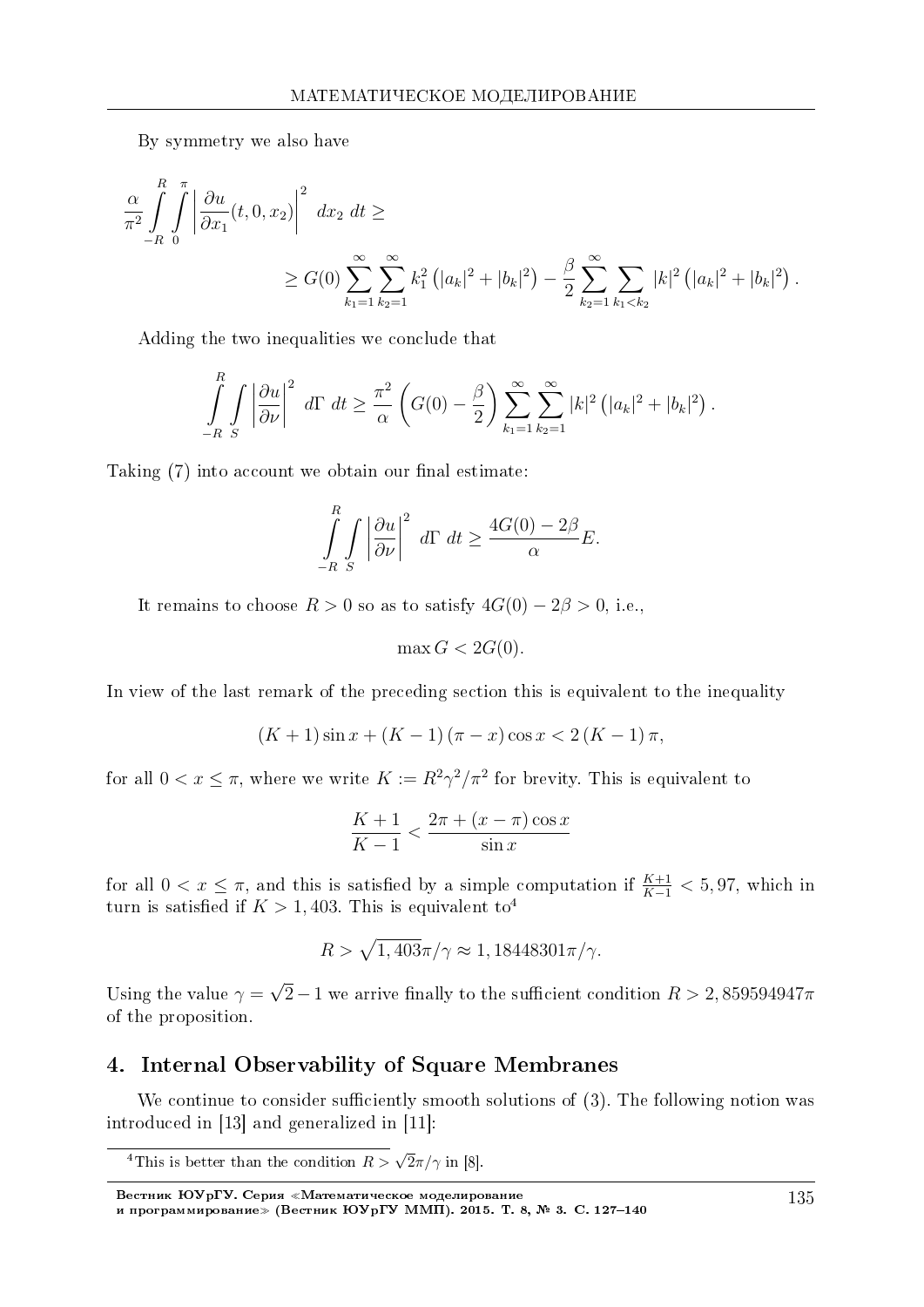By symmetry we also have

$$\frac{\alpha}{\pi^2}\int_{-R}^{R}\int_0^{\pi}\left|\frac{\partial u}{\partial x_1}(t,0,x_2)\right|^2\ dx_2\ dt \geq$$

$$\geq G(0)\sum_{k_1=1}^{\infty}\sum_{k_2=1}^{\infty}k_1^2\left(|a_k|^2+|b_k|^2\right)-\frac{\beta}{2}\sum_{k_2=1}^{\infty}\sum_{k_1<k_2}|k|^2\left(|a_k|^2+|b_k|^2\right).$$

Adding the two inequalities we conclude that

$$\int_{-R}^{R}\int_S\left|\frac{\partial u}{\partial \nu}\right|^2\ d\Gamma\ dt \geq \frac{\pi^2}{\alpha}\left(G(0)-\frac{\beta}{2}\right)\sum_{k_1=1}^{\infty}\sum_{k_2=1}^{\infty}|k|^2\left(|a_k|^2+|b_k|^2\right).$$

Taking (7) into account we obtain our final estimate:

$$\int_{-R}^{R}\int_S\left|\frac{\partial u}{\partial \nu}\right|^2\ d\Gamma\ dt \geq \frac{4G(0)-2\beta}{\alpha}E.$$

It remains to choose $R>0$ so as to satisfy $4G(0)-2\beta>0$, i.e.,

$$\max G < 2G(0).$$

In view of the last remark of the preceding section this is equivalent to the inequality

$$(K+1)\sin x+(K-1)(\pi-x)\cos x<2(K-1)\pi,$$

for all $0<x\leq\pi$, where we write $K:=R^2\gamma^2/\pi^2$ for brevity. This is equivalent to

$$\frac{K+1}{K-1}<\frac{2\pi+(x-\pi)\cos x}{\sin x}$$

for all $0<x\leq\pi$, and this is satisfied by a simple computation if $\frac{K+1}{K-1}<5,97$, which in turn is satisfied if $K>1,403$. This is equivalent to[4]

$$R>\sqrt{1,403}\pi/\gamma\approx 1,18448301\pi/\gamma.$$

Using the value $\gamma=\sqrt{2}-1$ we arrive finally to the sufficient condition $R>2,859594947\pi$ of the proposition.

## 4. Internal Observability of Square Membranes

We continue to consider sufficiently smooth solutions of (3). The following notion was introduced in [13] and generalized in [11]:

[4] This is better than the condition $R>\sqrt{2}\pi/\gamma$ in [8].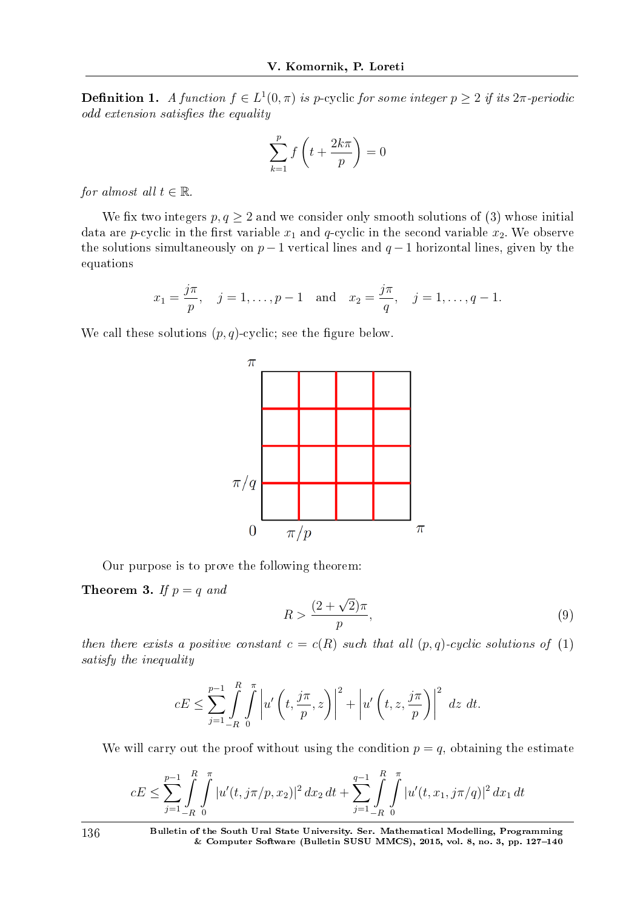**Definition 1.** *A function $f \in L^1(0,\pi)$ is* p-cyclic *for some integer $p \ge 2$ if its $2\pi$-periodic odd extension satisfies the equality*

$$\sum_{k=1}^{p} f\left(t + \frac{2k\pi}{p}\right) = 0$$

*for almost all $t \in \mathbb{R}$.*

We fix two integers $p, q \ge 2$ and we consider only smooth solutions of (3) whose initial data are $p$-cyclic in the first variable $x_1$ and $q$-cyclic in the second variable $x_2$. We observe the solutions simultaneously on $p-1$ vertical lines and $q-1$ horizontal lines, given by the equations

$$x_1 = \frac{j\pi}{p}, \quad j = 1, \ldots, p-1 \quad \text{and} \quad x_2 = \frac{j\pi}{q}, \quad j = 1, \ldots, q-1.$$

We call these solutions $(p,q)$-cyclic; see the figure below.

Our purpose is to prove the following theorem:

**Theorem 3.** *If $p = q$ and*

$$R > \frac{(2+\sqrt{2})\pi}{p}, \tag{9}$$

*then there exists a positive constant $c = c(R)$ such that all $(p,q)$-cyclic solutions of (1) satisfy the inequality*

$$cE \le \sum_{j=1}^{p-1} \int_{-R}^{R} \int_{0}^{\pi} \left| u'\left(t, \frac{j\pi}{p}, z\right) \right|^2 + \left| u'\left(t, z, \frac{j\pi}{p}\right) \right|^2 \, dz \, dt.$$

We will carry out the proof without using the condition $p = q$, obtaining the estimate

$$cE \le \sum_{j=1}^{p-1} \int_{-R}^{R} \int_{0}^{\pi} |u'(t, j\pi/p, x_2)|^2 \, dx_2 \, dt + \sum_{j=1}^{q-1} \int_{-R}^{R} \int_{0}^{\pi} |u'(t, x_1, j\pi/q)|^2 \, dx_1 \, dt$$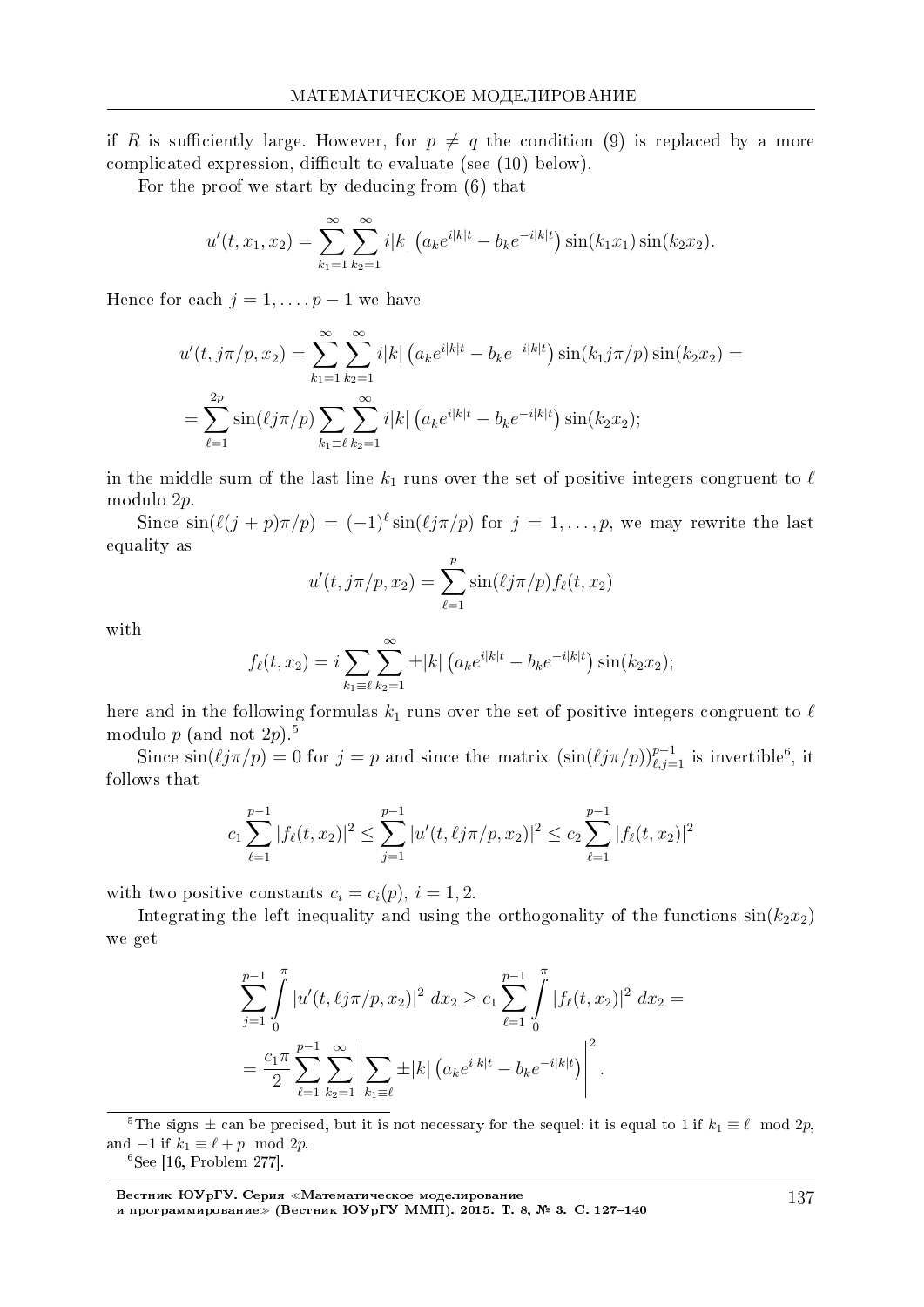if $R$ is sufficiently large. However, for $p \neq q$ the condition (9) is replaced by a more complicated expression, difficult to evaluate (see (10) below).

For the proof we start by deducing from (6) that

$$u'(t, x_1, x_2) = \sum_{k_1=1}^{\infty} \sum_{k_2=1}^{\infty} i|k| \left( a_k e^{i|k|t} - b_k e^{-i|k|t} \right) \sin(k_1 x_1) \sin(k_2 x_2).$$

Hence for each $j = 1, \ldots, p-1$ we have

$$u'(t, j\pi/p, x_2) = \sum_{k_1=1}^{\infty} \sum_{k_2=1}^{\infty} i|k| \left( a_k e^{i|k|t} - b_k e^{-i|k|t} \right) \sin(k_1 j\pi/p) \sin(k_2 x_2) =$$

$$= \sum_{\ell=1}^{2p} \sin(\ell j\pi/p) \sum_{k_1 \equiv \ell} \sum_{k_2=1}^{\infty} i|k| \left( a_k e^{i|k|t} - b_k e^{-i|k|t} \right) \sin(k_2 x_2);$$

in the middle sum of the last line $k_1$ runs over the set of positive integers congruent to $\ell$ modulo $2p$.

Since $\sin(\ell(j+p)\pi/p) = (-1)^\ell \sin(\ell j\pi/p)$ for $j = 1, \ldots, p$, we may rewrite the last equality as

$$u'(t, j\pi/p, x_2) = \sum_{\ell=1}^{p} \sin(\ell j\pi/p) f_\ell(t, x_2)$$

with

$$f_\ell(t, x_2) = i \sum_{k_1 \equiv \ell} \sum_{k_2=1}^{\infty} \pm |k| \left( a_k e^{i|k|t} - b_k e^{-i|k|t} \right) \sin(k_2 x_2);$$

here and in the following formulas $k_1$ runs over the set of positive integers congruent to $\ell$ modulo $p$ (and not $2p$).[5]

Since $\sin(\ell j\pi/p) = 0$ for $j = p$ and since the matrix $(\sin(\ell j\pi/p))_{\ell,j=1}^{p-1}$ is invertible[6], it follows that

$$c_1 \sum_{\ell=1}^{p-1} |f_\ell(t, x_2)|^2 \leq \sum_{j=1}^{p-1} |u'(t, \ell j\pi/p, x_2)|^2 \leq c_2 \sum_{\ell=1}^{p-1} |f_\ell(t, x_2)|^2$$

with two positive constants $c_i = c_i(p)$, $i = 1, 2$.

Integrating the left inequality and using the orthogonality of the functions $\sin(k_2 x_2)$ we get

$$\sum_{j=1}^{p-1} \int_0^{\pi} |u'(t, \ell j\pi/p, x_2)|^2 \, dx_2 \geq c_1 \sum_{\ell=1}^{p-1} \int_0^{\pi} |f_\ell(t, x_2)|^2 \, dx_2 =$$

$$= \frac{c_1 \pi}{2} \sum_{\ell=1}^{p-1} \sum_{k_2=1}^{\infty} \left| \sum_{k_1 \equiv \ell} \pm |k| \left( a_k e^{i|k|t} - b_k e^{-i|k|t} \right) \right|^2.$$

---

[5] The signs $\pm$ can be precised, but it is not necessary for the sequel: it is equal to 1 if $k_1 \equiv \ell \mod 2p$, and $-1$ if $k_1 \equiv \ell + p \mod 2p$.

[6] See [16, Problem 277].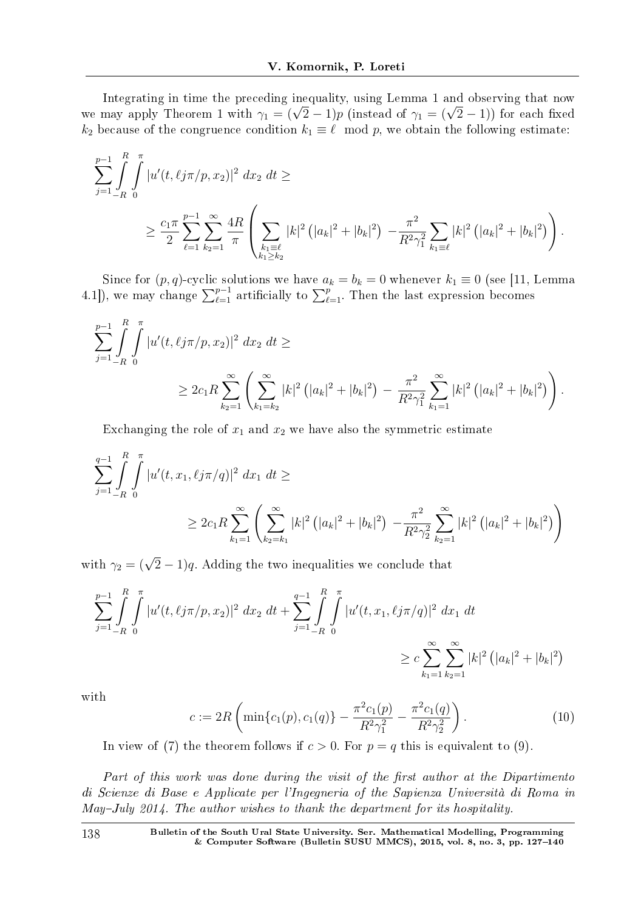Integrating in time the preceding inequality, using Lemma 1 and observing that now we may apply Theorem 1 with $\gamma_1 = (\sqrt{2}-1)p$ (instead of $\gamma_1 = (\sqrt{2}-1)$) for each fixed $k_2$ because of the congruence condition $k_1 \equiv \ell \mod p$, we obtain the following estimate:

$$\sum_{j=1}^{p-1} \int_{-R}^{R} \int_{0}^{\pi} |u'(t, \ell j\pi/p, x_2)|^2 \, dx_2 \, dt \geq$$

$$\geq \frac{c_1 \pi}{2} \sum_{\ell=1}^{p-1} \sum_{k_2=1}^{\infty} \frac{4R}{\pi} \left( \sum_{\substack{k_1 \equiv \ell \\ k_1 \geq k_2}} |k|^2 \left(|a_k|^2 + |b_k|^2\right) - \frac{\pi^2}{R^2 \gamma_1^2} \sum_{k_1 \equiv \ell} |k|^2 \left(|a_k|^2 + |b_k|^2\right) \right).$$

Since for $(p,q)$-cyclic solutions we have $a_k = b_k = 0$ whenever $k_1 \equiv 0$ (see [11, Lemma 4.1]), we may change $\sum_{\ell=1}^{p-1}$ artificially to $\sum_{\ell=1}^{p}$. Then the last expression becomes

$$\sum_{j=1}^{p-1} \int_{-R}^{R} \int_{0}^{\pi} |u'(t, \ell j\pi/p, x_2)|^2 \, dx_2 \, dt \geq$$

$$\geq 2c_1 R \sum_{k_2=1}^{\infty} \left( \sum_{k_1=k_2}^{\infty} |k|^2 \left(|a_k|^2 + |b_k|^2\right) - \frac{\pi^2}{R^2 \gamma_1^2} \sum_{k_1=1}^{\infty} |k|^2 \left(|a_k|^2 + |b_k|^2\right) \right).$$

Exchanging the role of $x_1$ and $x_2$ we have also the symmetric estimate

$$\sum_{j=1}^{q-1} \int_{-R}^{R} \int_{0}^{\pi} |u'(t, x_1, \ell j\pi/q)|^2 \, dx_1 \, dt \geq$$

$$\geq 2c_1 R \sum_{k_1=1}^{\infty} \left( \sum_{k_2=k_1}^{\infty} |k|^2 \left(|a_k|^2 + |b_k|^2\right) - \frac{\pi^2}{R^2 \gamma_2^2} \sum_{k_2=1}^{\infty} |k|^2 \left(|a_k|^2 + |b_k|^2\right) \right)$$

with $\gamma_2 = (\sqrt{2}-1)q$. Adding the two inequalities we conclude that

$$\sum_{j=1}^{p-1} \int_{-R}^{R} \int_{0}^{\pi} |u'(t, \ell j\pi/p, x_2)|^2 \, dx_2 \, dt + \sum_{j=1}^{q-1} \int_{-R}^{R} \int_{0}^{\pi} |u'(t, x_1, \ell j\pi/q)|^2 \, dx_1 \, dt$$

$$\geq c \sum_{k_1=1}^{\infty} \sum_{k_2=1}^{\infty} |k|^2 \left(|a_k|^2 + |b_k|^2\right)$$

with

$$c := 2R \left( \min\{c_1(p), c_1(q)\} - \frac{\pi^2 c_1(p)}{R^2 \gamma_1^2} - \frac{\pi^2 c_1(q)}{R^2 \gamma_2^2} \right). \tag{10}$$

In view of (7) the theorem follows if $c > 0$. For $p = q$ this is equivalent to (9).

*Part of this work was done during the visit of the first author at the Dipartimento di Scienze di Base e Applicate per l'Ingegneria of the Sapienza Università di Roma in May–July 2014. The author wishes to thank the department for its hospitality.*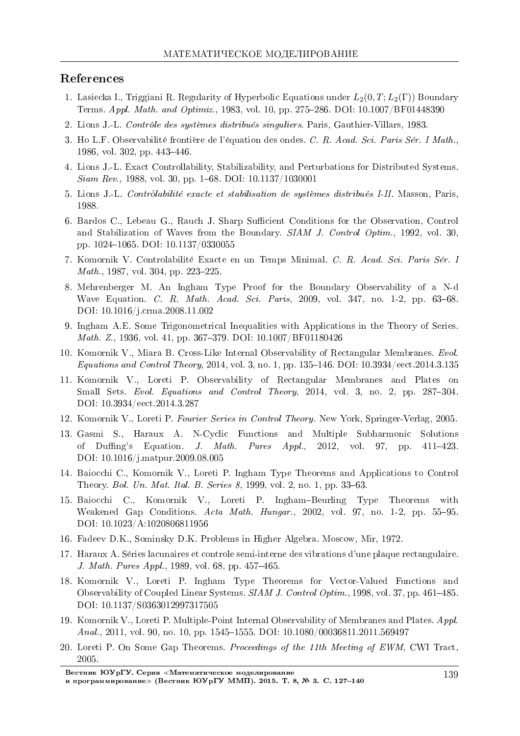## References

1. Lasiecka I., Triggiani R. Regularity of Hyperbolic Equations under $L_2(0,T;L_2(\Gamma))$ Boundary Terms. *Appl. Math. and Optimiz.*, 1983, vol. 10, pp. 275–286. DOI: 10.1007/BF01448390
2. Lions J.-L. *Contrôle des systèmes distribués singuliers*. Paris, Gauthier-Villars, 1983.
3. Ho L.F. Observabilité frontière de l'équation des ondes. *C. R. Acad. Sci. Paris Sér. I Math.*, 1986, vol. 302, pp. 443–446.
4. Lions J.-L. Exact Controllability, Stabilizability, and Perturbations for Distributed Systems. *Siam Rev.,* 1988, vol. 30, pp. 1–68. DOI: 10.1137/1030001
5. Lions J.-L. *Contrôlabilité exacte et stabilisation de systèmes distribués I-II*. Masson, Paris, 1988.
6. Bardos C., Lebeau G., Rauch J. Sharp Sufficient Conditions for the Observation, Control and Stabilization of Waves from the Boundary. *SIAM J. Control Optim.*, 1992, vol. 30, pp. 1024–1065. DOI: 10.1137/0330055
7. Komornik V. Controlabilité Exacte en un Temps Minimal. *C. R. Acad. Sci. Paris Sér. I Math.*, 1987, vol. 304, pp. 223–225.
8. Mehrenberger M. An Ingham Type Proof for the Boundary Observability of a N-d Wave Equation. *C. R. Math. Acad. Sci. Paris*, 2009, vol. 347, no. 1-2, pp. 63–68. DOI: 10.1016/j.crma.2008.11.002
9. Ingham A.E. Some Trigonometrical Inequalities with Applications in the Theory of Series. *Math. Z.*, 1936, vol. 41, pp. 367–379. DOI: 10.1007/BF01180426
10. Komornik V., Miara B. Cross-Like Internal Observability of Rectangular Membranes. *Evol. Equations and Control Theory*, 2014, vol. 3, no. 1, pp. 135–146. DOI: 10.3934/eect.2014.3.135
11. Komornik V., Loreti P. Observability of Rectangular Membranes and Plates on Small Sets. *Evol. Equations and Control Theory*, 2014, vol. 3, no. 2, pp. 287–304. DOI: 10.3934/eect.2014.3.287
12. Komornik V., Loreti P. *Fourier Series in Control Theory*. New York, Springer-Verlag, 2005.
13. Gasmi S., Haraux A. N-Cyclic Functions and Multiple Subharmonic Solutions of Duffing's Equation. *J. Math. Pures Appl.*, 2012, vol. 97, pp. 411–423. DOI: 10.1016/j.matpur.2009.08.005
14. Baiocchi C., Komornik V., Loreti P. Ingham Type Theorems and Applications to Control Theory. *Bol. Un. Mat. Ital. B. Series 8*, 1999, vol. 2, no. 1, pp. 33–63.
15. Baiocchi C., Komornik V., Loreti P. Ingham–Beurling Type Theorems with Weakened Gap Conditions. *Acta Math. Hungar.*, 2002, vol. 97, no. 1-2, pp. 55–95. DOI: 10.1023/A:1020806811956
16. Fadeev D.K., Sominsky D.K. Problems in Higher Algebra. Moscow, Mir, 1972.
17. Haraux A. Séries lacunaires et controle semi-interne des vibrations d'une plaque rectangulaire. *J. Math. Pures Appl.*, 1989, vol. 68, pp. 457–465.
18. Komornik V., Loreti P. Ingham Type Theorems for Vector-Valued Functions and Observability of Coupled Linear Systems. *SIAM J. Control Optim.*, 1998, vol. 37, pp. 461–485. DOI: 10.1137/S0363012997317505
19. Komornik V., Loreti P. Multiple-Point Internal Observability of Membranes and Plates. *Appl. Anal.*, 2011, vol. 90, no. 10, pp. 1545–1555. DOI: 10.1080/00036811.2011.569497
20. Loreti P. On Some Gap Theorems. *Proceedings of the 11th Meeting of EWM*, CWI Tract, 2005.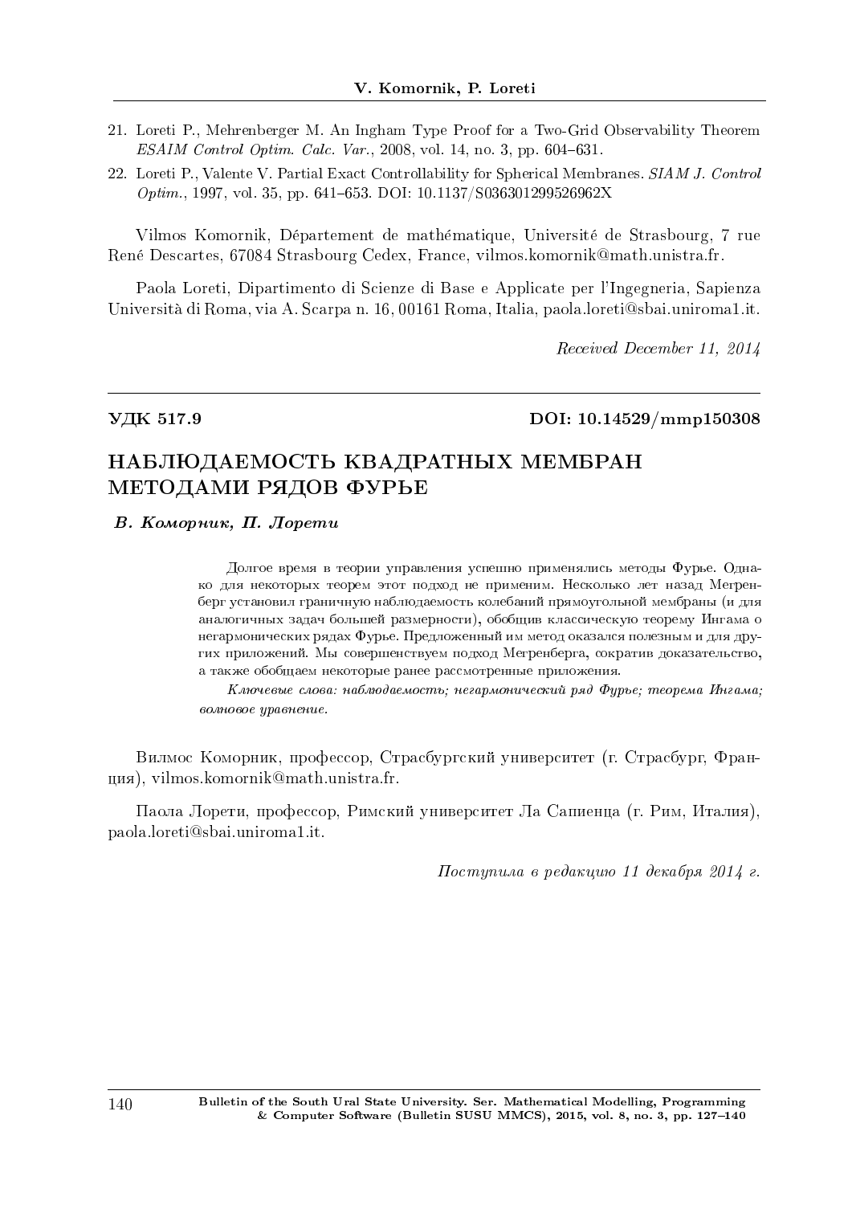21. Loreti P., Mehrenberger M. An Ingham Type Proof for a Two-Grid Observability Theorem *ESAIM Control Optim. Calc. Var.*, 2008, vol. 14, no. 3, pp. 604–631.
22. Loreti P., Valente V. Partial Exact Controllability for Spherical Membranes. *SIAM J. Control Optim.*, 1997, vol. 35, pp. 641–653. DOI: 10.1137/S036301299526962X

Vilmos Komornik, Département de mathématique, Université de Strasbourg, 7 rue René Descartes, 67084 Strasbourg Cedex, France, vilmos.komornik@math.unistra.fr.

Paola Loreti, Dipartimento di Scienze di Base e Applicate per l'Ingegneria, Sapienza Università di Roma, via A. Scarpa n. 16, 00161 Roma, Italia, paola.loreti@sbai.uniroma1.it.

*Received December 11, 2014*

---

**УДК 517.9** **DOI: 10.14529/mmp150308**

## НАБЛЮДАЕМОСТЬ КВАДРАТНЫХ МЕМБРАН МЕТОДАМИ РЯДОВ ФУРЬЕ

***В. Коморник, П. Лорети***

Долгое время в теории управления успешно применялись методы Фурье. Однако для некоторых теорем этот подход не применим. Несколько лет назад Мегренберг установил граничную наблюдаемость колебаний прямоугольной мембраны (и для аналогичных задач большей размерности), обобщив классическую теорему Ингама о негармонических рядах Фурье. Предложенный им метод оказался полезным и для других приложений. Мы совершенствуем подход Мегренберга, сократив доказательство, а также обобщаем некоторые ранее рассмотренные приложения.

*Ключевые слова: наблюдаемость; негармонический ряд Фурье; теорема Ингама; волновое уравнение.*

Вилмос Коморник, профессор, Страсбургский университет (г. Страсбург, Франция), vilmos.komornik@math.unistra.fr.

Паола Лорети, профессор, Римский университет Ла Сапиенца (г. Рим, Италия), paola.loreti@sbai.uniroma1.it.

*Поступила в редакцию 11 декабря 2014 г.*